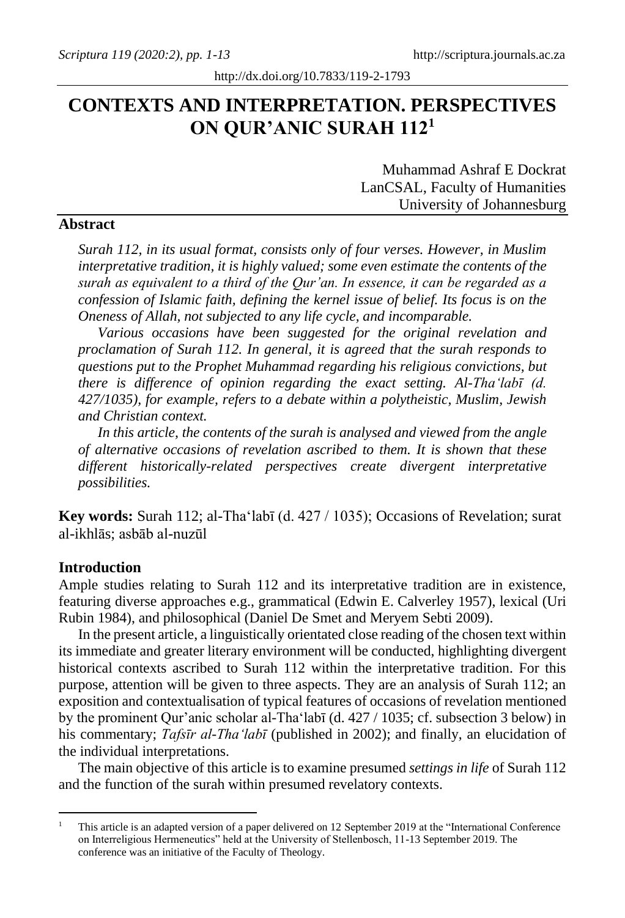# CONTEXTS AND INTERPRETATION. PERSPECTIVES ON QUR'ANIC SURAH 112[1]

Muhammad Ashraf E Dockrat
LanCSAL, Faculty of Humanities
University of Johannesburg

## Abstract

*Surah 112, in its usual format, consists only of four verses. However, in Muslim interpretative tradition, it is highly valued; some even estimate the contents of the surah as equivalent to a third of the Qur'an. In essence, it can be regarded as a confession of Islamic faith, defining the kernel issue of belief. Its focus is on the Oneness of Allah, not subjected to any life cycle, and incomparable.*

*Various occasions have been suggested for the original revelation and proclamation of Surah 112. In general, it is agreed that the surah responds to questions put to the Prophet Muhammad regarding his religious convictions, but there is difference of opinion regarding the exact setting. Al-Tha'labī (d. 427/1035), for example, refers to a debate within a polytheistic, Muslim, Jewish and Christian context.*

*In this article, the contents of the surah is analysed and viewed from the angle of alternative occasions of revelation ascribed to them. It is shown that these different historically-related perspectives create divergent interpretative possibilities.*

**Key words:** Surah 112; al-Tha'labī (d. 427 / 1035); Occasions of Revelation; surat al-ikhlās; asbāb al-nuzūl

## Introduction

Ample studies relating to Surah 112 and its interpretative tradition are in existence, featuring diverse approaches e.g., grammatical (Edwin E. Calverley 1957), lexical (Uri Rubin 1984), and philosophical (Daniel De Smet and Meryem Sebti 2009).

In the present article, a linguistically orientated close reading of the chosen text within its immediate and greater literary environment will be conducted, highlighting divergent historical contexts ascribed to Surah 112 within the interpretative tradition. For this purpose, attention will be given to three aspects. They are an analysis of Surah 112; an exposition and contextualisation of typical features of occasions of revelation mentioned by the prominent Qur'anic scholar al-Tha'labī (d. 427 / 1035; cf. subsection 3 below) in his commentary; *Tafsīr al-Tha'labī* (published in 2002); and finally, an elucidation of the individual interpretations.

The main objective of this article is to examine presumed *settings in life* of Surah 112 and the function of the surah within presumed revelatory contexts.

---

[1] This article is an adapted version of a paper delivered on 12 September 2019 at the "International Conference on Interreligious Hermeneutics" held at the University of Stellenbosch, 11-13 September 2019. The conference was an initiative of the Faculty of Theology.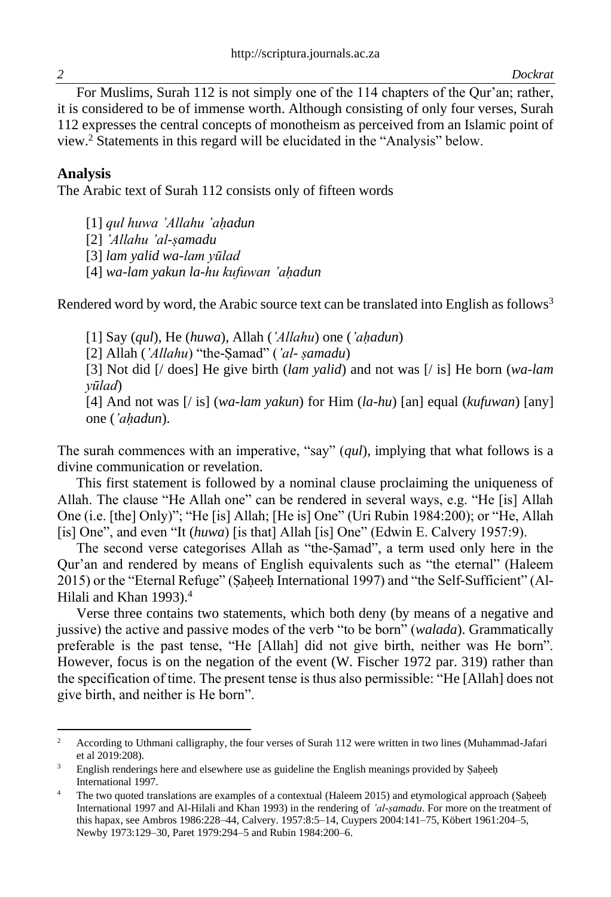For Muslims, Surah 112 is not simply one of the 114 chapters of the Qur'an; rather, it is considered to be of immense worth. Although consisting of only four verses, Surah 112 expresses the central concepts of monotheism as perceived from an Islamic point of view.[2] Statements in this regard will be elucidated in the "Analysis" below.

## Analysis

The Arabic text of Surah 112 consists only of fifteen words

> [1] *qul huwa 'Allahu 'aḥadun*
> [2] *'Allahu 'al-ṣamadu*
> [3] *lam yalid wa-lam yūlad*
> [4] *wa-lam yakun la-hu kufuwan 'aḥadun*

Rendered word by word, the Arabic source text can be translated into English as follows[3]

> [1] Say (*qul*), He (*huwa*), Allah (*'Allahu*) one (*'aḥadun*)
> [2] Allah (*'Allahu*) "the-Ṣamad" (*'al- ṣamadu*)
> [3] Not did [/ does] He give birth (*lam yalid*) and not was [/ is] He born (*wa-lam yūlad*)
> [4] And not was [/ is] (*wa-lam yakun*) for Him (*la-hu*) [an] equal (*kufuwan*) [any] one (*'aḥadun*).

The surah commences with an imperative, "say" (*qul*), implying that what follows is a divine communication or revelation.

This first statement is followed by a nominal clause proclaiming the uniqueness of Allah. The clause "He Allah one" can be rendered in several ways, e.g. "He [is] Allah One (i.e. [the] Only)"; "He [is] Allah; [He is] One" (Uri Rubin 1984:200); or "He, Allah [is] One", and even "It (*huwa*) [is that] Allah [is] One" (Edwin E. Calvery 1957:9).

The second verse categorises Allah as "the-Ṣamad", a term used only here in the Qur'an and rendered by means of English equivalents such as "the eternal" (Haleem 2015) or the "Eternal Refuge" (Ṣaḥeeḥ International 1997) and "the Self-Sufficient" (Al-Hilali and Khan 1993).[4]

Verse three contains two statements, which both deny (by means of a negative and jussive) the active and passive modes of the verb "to be born" (*walada*). Grammatically preferable is the past tense, "He [Allah] did not give birth, neither was He born". However, focus is on the negation of the event (W. Fischer 1972 par. 319) rather than the specification of time. The present tense is thus also permissible: "He [Allah] does not give birth, and neither is He born".

---

[2] According to Uthmani calligraphy, the four verses of Surah 112 were written in two lines (Muhammad-Jafari et al 2019:208).

[3] English renderings here and elsewhere use as guideline the English meanings provided by Ṣaḥeeḥ International 1997.

[4] The two quoted translations are examples of a contextual (Haleem 2015) and etymological approach (Ṣaḥeeḥ International 1997 and Al-Hilali and Khan 1993) in the rendering of *'al-ṣamadu*. For more on the treatment of this hapax, see Ambros 1986:228–44, Calvery. 1957:8:5–14, Cuypers 2004:141–75, Köbert 1961:204–5, Newby 1973:129–30, Paret 1979:294–5 and Rubin 1984:200–6.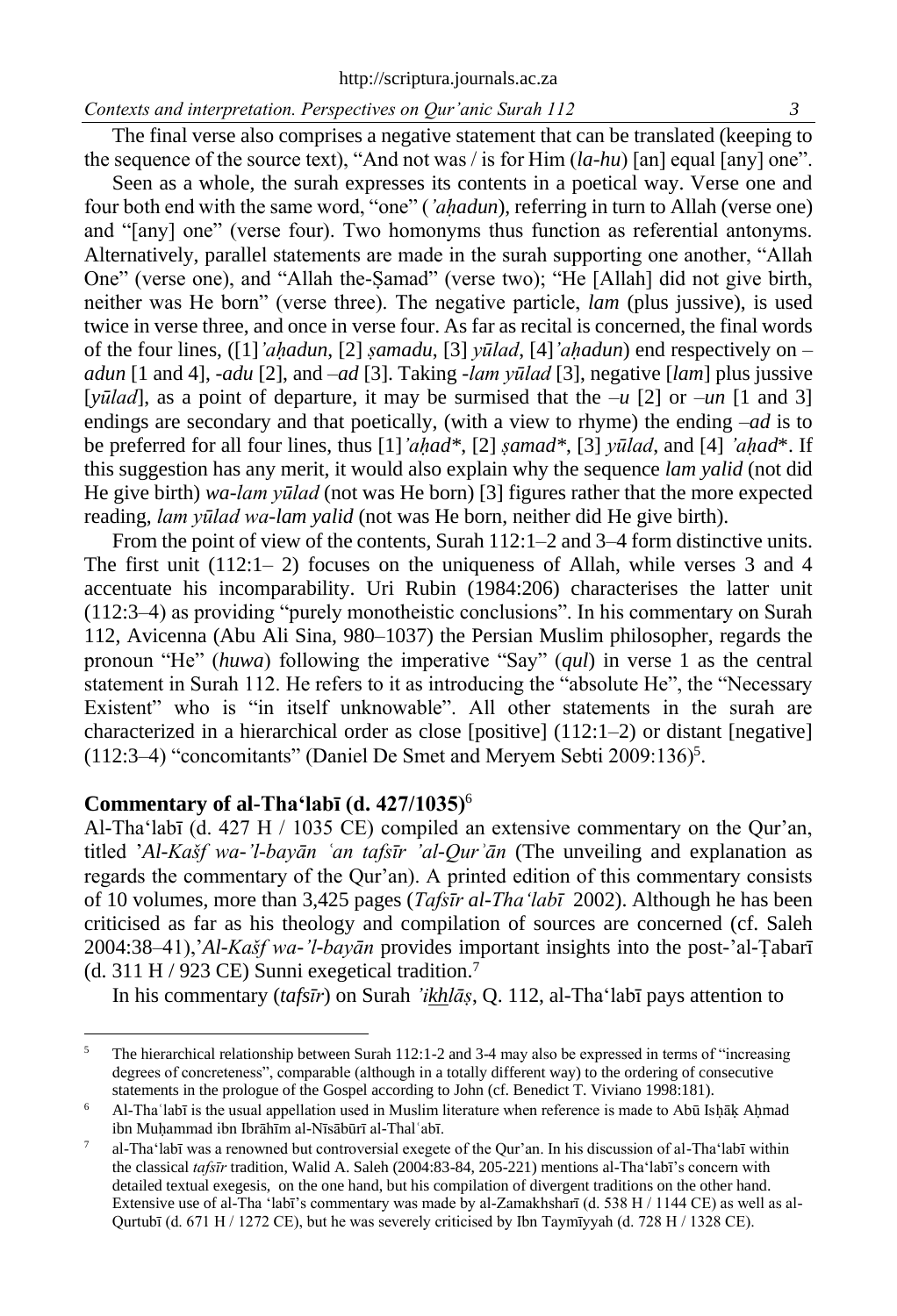The final verse also comprises a negative statement that can be translated (keeping to the sequence of the source text), "And not was / is for Him (*la-hu*) [an] equal [any] one".

Seen as a whole, the surah expresses its contents in a poetical way. Verse one and four both end with the same word, "one" (*'aḥadun*), referring in turn to Allah (verse one) and "[any] one" (verse four). Two homonyms thus function as referential antonyms. Alternatively, parallel statements are made in the surah supporting one another, "Allah One" (verse one), and "Allah the-Ṣamad" (verse two); "He [Allah] did not give birth, neither was He born" (verse three). The negative particle, *lam* (plus jussive), is used twice in verse three, and once in verse four. As far as recital is concerned, the final words of the four lines, ([1]*'aḥadun*, [2] *ṣamadu*, [3] *yūlad*, [4]*'aḥadun*) end respectively on –*adun* [1 and 4], -*adu* [2], and –*ad* [3]. Taking -*lam yūlad* [3], negative [*lam*] plus jussive [*yūlad*], as a point of departure, it may be surmised that the –*u* [2] or –*un* [1 and 3] endings are secondary and that poetically, (with a view to rhyme) the ending –*ad* is to be preferred for all four lines, thus [1]*'aḥad\**, [2] *ṣamad\**, [3] *yūlad*, and [4] *'aḥad\**. If this suggestion has any merit, it would also explain why the sequence *lam yalid* (not did He give birth) *wa-lam yūlad* (not was He born) [3] figures rather that the more expected reading, *lam yūlad wa-lam yalid* (not was He born, neither did He give birth).

From the point of view of the contents, Surah 112:1–2 and 3–4 form distinctive units. The first unit (112:1– 2) focuses on the uniqueness of Allah, while verses 3 and 4 accentuate his incomparability. Uri Rubin (1984:206) characterises the latter unit (112:3–4) as providing "purely monotheistic conclusions". In his commentary on Surah 112, Avicenna (Abu Ali Sina, 980–1037) the Persian Muslim philosopher, regards the pronoun "He" (*huwa*) following the imperative "Say" (*qul*) in verse 1 as the central statement in Surah 112. He refers to it as introducing the "absolute He", the "Necessary Existent" who is "in itself unknowable". All other statements in the surah are characterized in a hierarchical order as close [positive] (112:1–2) or distant [negative] (112:3–4) "concomitants" (Daniel De Smet and Meryem Sebti 2009:136)[5].

## Commentary of al-Tha'labī (d. 427/1035)[6]

Al-Tha'labī (d. 427 H / 1035 CE) compiled an extensive commentary on the Qur'an, titled '*Al-Kašf wa-'l-bayān ʿan tafsīr 'al-Qurʾān* (The unveiling and explanation as regards the commentary of the Qur'an). A printed edition of this commentary consists of 10 volumes, more than 3,425 pages (*Tafsīr al-Thaʿlabī* 2002). Although he has been criticised as far as his theology and compilation of sources are concerned (cf. Saleh 2004:38–41),'*Al-Kašf wa-'l-bayān* provides important insights into the post-'al-Ṭabarī (d. 311 H / 923 CE) Sunni exegetical tradition.[7]

In his commentary (*tafsīr*) on Surah *'ikhlāṣ*, Q. 112, al-Tha'labī pays attention to

---

[5] The hierarchical relationship between Surah 112:1-2 and 3-4 may also be expressed in terms of "increasing degrees of concreteness", comparable (although in a totally different way) to the ordering of consecutive statements in the prologue of the Gospel according to John (cf. Benedict T. Viviano 1998:181).

[6] Al-Thaʿlabī is the usual appellation used in Muslim literature when reference is made to Abū Isḥāķ Aḥmad ibn Muḥammad ibn Ibrāhīm al-Nīsābūrī al-Thalʿabī.

[7] al-Tha'labī was a renowned but controversial exegete of the Qur'an. In his discussion of al-Tha'labī within the classical *tafsīr* tradition, Walid A. Saleh (2004:83-84, 205-221) mentions al-Tha'labī's concern with detailed textual exegesis, on the one hand, but his compilation of divergent traditions on the other hand. Extensive use of al-Tha 'labī's commentary was made by al-Zamakhsharī (d. 538 H / 1144 CE) as well as al-Qurtubī (d. 671 H / 1272 CE), but he was severely criticised by Ibn Taymīyyah (d. 728 H / 1328 CE).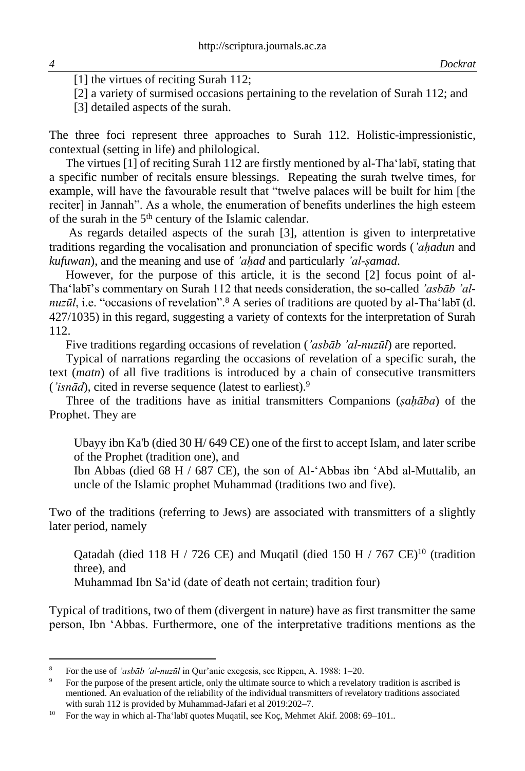[1] the virtues of reciting Surah 112;

[2] a variety of surmised occasions pertaining to the revelation of Surah 112; and

[3] detailed aspects of the surah.

The three foci represent three approaches to Surah 112. Holistic-impressionistic, contextual (setting in life) and philological.

The virtues [1] of reciting Surah 112 are firstly mentioned by al-Tha'labī, stating that a specific number of recitals ensure blessings. Repeating the surah twelve times, for example, will have the favourable result that "twelve palaces will be built for him [the reciter] in Jannah". As a whole, the enumeration of benefits underlines the high esteem of the surah in the 5th century of the Islamic calendar.

As regards detailed aspects of the surah [3], attention is given to interpretative traditions regarding the vocalisation and pronunciation of specific words (*'aḥadun* and *kufuwan*), and the meaning and use of *'aḥad* and particularly *'al-ṣamad*.

However, for the purpose of this article, it is the second [2] focus point of al-Tha'labī's commentary on Surah 112 that needs consideration, the so-called *'asbāb 'al-nuzūl*, i.e. "occasions of revelation".[8] A series of traditions are quoted by al-Tha'labī (d. 427/1035) in this regard, suggesting a variety of contexts for the interpretation of Surah 112.

Five traditions regarding occasions of revelation (*'asbāb 'al-nuzūl*) are reported.

Typical of narrations regarding the occasions of revelation of a specific surah, the text (*matn*) of all five traditions is introduced by a chain of consecutive transmitters (*'isnād*), cited in reverse sequence (latest to earliest).[9]

Three of the traditions have as initial transmitters Companions (*ṣaḥāba*) of the Prophet. They are

> Ubayy ibn Ka'b (died 30 H/ 649 CE) one of the first to accept Islam, and later scribe of the Prophet (tradition one), and
>
> Ibn Abbas (died 68 H / 687 CE), the son of Al-'Abbas ibn 'Abd al-Muttalib, an uncle of the Islamic prophet Muhammad (traditions two and five).

Two of the traditions (referring to Jews) are associated with transmitters of a slightly later period, namely

> Qatadah (died 118 H / 726 CE) and Muqatil (died 150 H / 767 CE)[10] (tradition three), and
>
> Muhammad Ibn Sa'id (date of death not certain; tradition four)

Typical of traditions, two of them (divergent in nature) have as first transmitter the same person, Ibn 'Abbas. Furthermore, one of the interpretative traditions mentions as the

---

[8] For the use of *'asbāb 'al-nuzūl* in Qur'anic exegesis, see Rippen, A. 1988: 1–20.

[9] For the purpose of the present article, only the ultimate source to which a revelatory tradition is ascribed is mentioned. An evaluation of the reliability of the individual transmitters of revelatory traditions associated with surah 112 is provided by Muhammad-Jafari et al 2019:202–7.

[10] For the way in which al-Tha'labī quotes Muqatil, see Koç, Mehmet Akif. 2008: 69–101..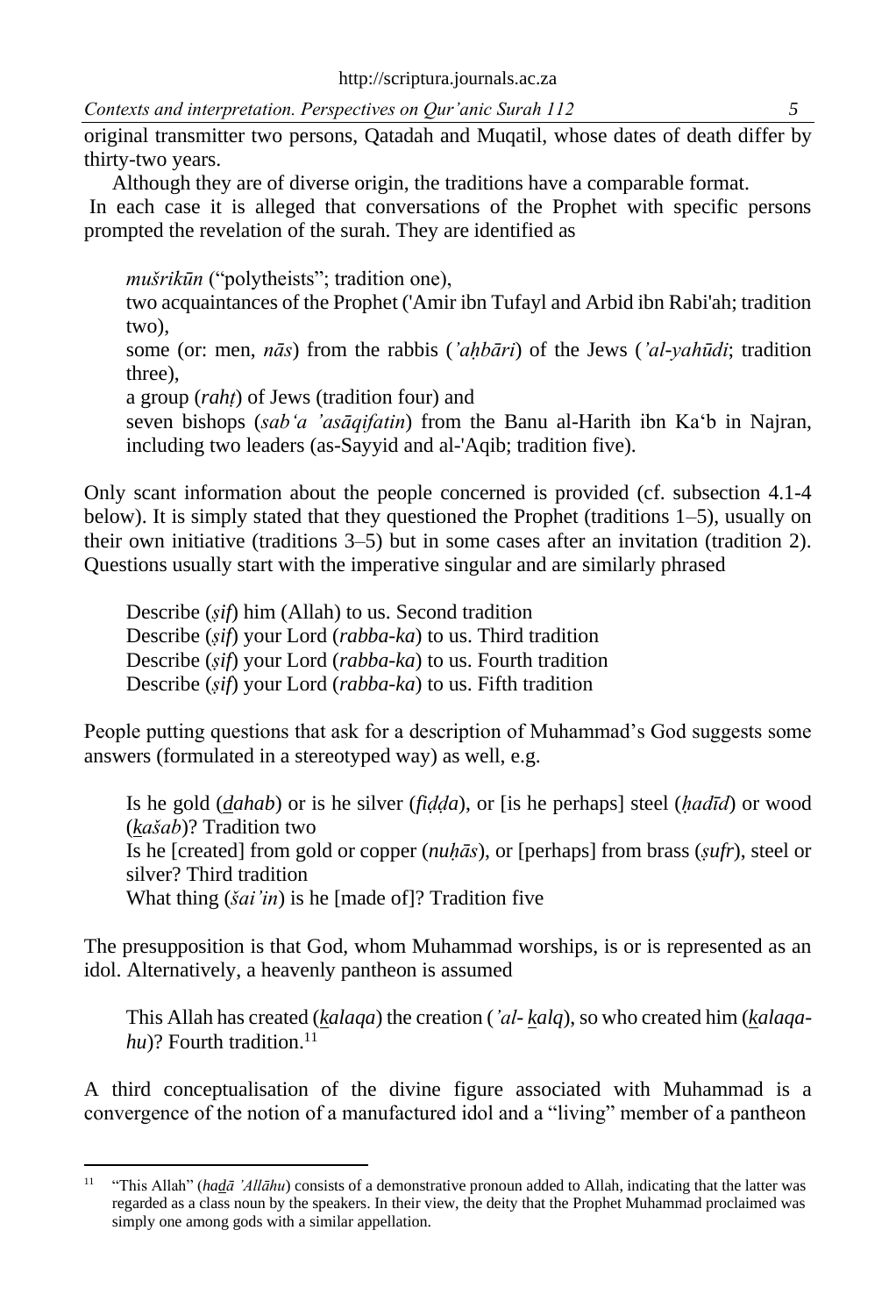original transmitter two persons, Qatadah and Muqatil, whose dates of death differ by thirty-two years.

Although they are of diverse origin, the traditions have a comparable format. In each case it is alleged that conversations of the Prophet with specific persons prompted the revelation of the surah. They are identified as

> *mušrikūn* ("polytheists"; tradition one),
> two acquaintances of the Prophet ('Amir ibn Tufayl and Arbid ibn Rabi'ah; tradition two),
> some (or: men, *nās*) from the rabbis (*'aḥbāri*) of the Jews (*'al-yahūdi*; tradition three),
> a group (*rahṭ*) of Jews (tradition four) and
> seven bishops (*sab'a 'asāqifatin*) from the Banu al-Harith ibn Ka'b in Najran, including two leaders (as-Sayyid and al-'Aqib; tradition five).

Only scant information about the people concerned is provided (cf. subsection 4.1-4 below). It is simply stated that they questioned the Prophet (traditions 1–5), usually on their own initiative (traditions 3–5) but in some cases after an invitation (tradition 2). Questions usually start with the imperative singular and are similarly phrased

> Describe (*ṣif*) him (Allah) to us. Second tradition
> Describe (*ṣif*) your Lord (*rabba-ka*) to us. Third tradition
> Describe (*ṣif*) your Lord (*rabba-ka*) to us. Fourth tradition
> Describe (*ṣif*) your Lord (*rabba-ka*) to us. Fifth tradition

People putting questions that ask for a description of Muhammad's God suggests some answers (formulated in a stereotyped way) as well, e.g.

> Is he gold (*ḏahab*) or is he silver (*fiḍḍa*), or [is he perhaps] steel (*ḥadīd*) or wood (*ḵašab*)? Tradition two
> Is he [created] from gold or copper (*nuḥās*), or [perhaps] from brass (*ṣufr*), steel or silver? Third tradition
> What thing (*šai'in*) is he [made of]? Tradition five

The presupposition is that God, whom Muhammad worships, is or is represented as an idol. Alternatively, a heavenly pantheon is assumed

> This Allah has created (*ḵalaqa*) the creation (*'al- ḵalq*), so who created him (*ḵalaqa-hu*)? Fourth tradition.[11]

A third conceptualisation of the divine figure associated with Muhammad is a convergence of the notion of a manufactured idol and a "living" member of a pantheon

---

[11] "This Allah" (*haḏā 'Allāhu*) consists of a demonstrative pronoun added to Allah, indicating that the latter was regarded as a class noun by the speakers. In their view, the deity that the Prophet Muhammad proclaimed was simply one among gods with a similar appellation.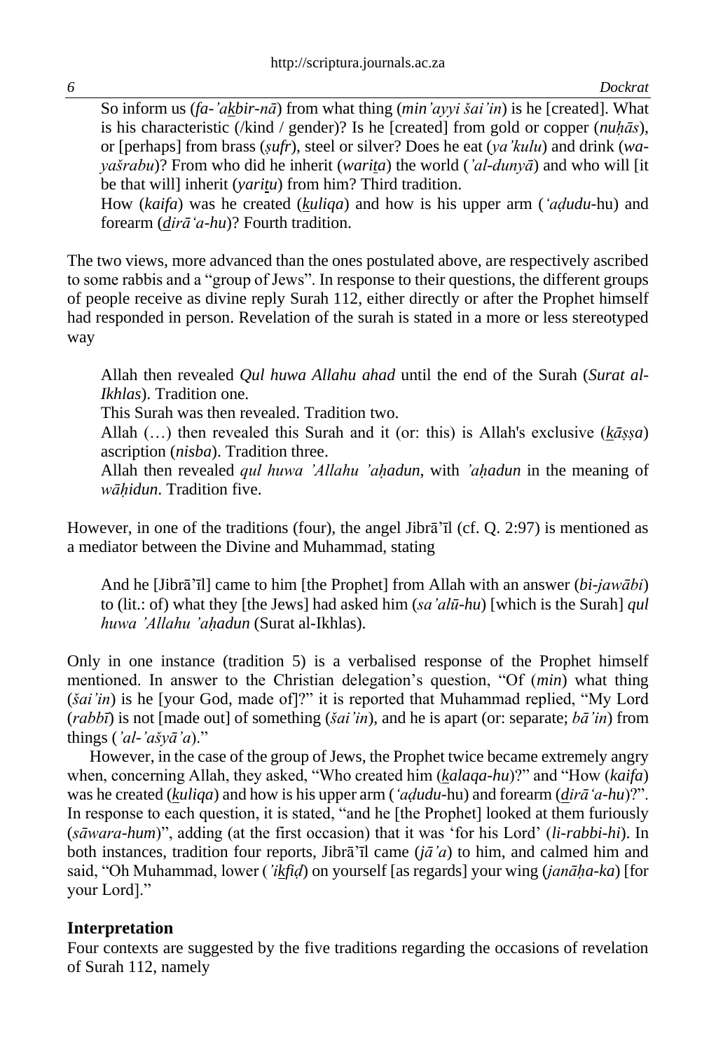So inform us (*fa-'akbir-nā*) from what thing (*min'ayyi šai'in*) is he [created]. What is his characteristic (/kind / gender)? Is he [created] from gold or copper (*nuḥās*), or [perhaps] from brass (*ṣufr*), steel or silver? Does he eat (*ya'kulu*) and drink (*wa-yašrabu*)? From who did he inherit (*warita*) the world (*'al-dunyā*) and who will [it be that will] inherit (*yaritu*) from him? Third tradition.

How (*kaifa*) was he created (*kuliqa*) and how is his upper arm (*'aḍudu*-hu) and forearm (*dirā'a-hu*)? Fourth tradition.

The two views, more advanced than the ones postulated above, are respectively ascribed to some rabbis and a "group of Jews". In response to their questions, the different groups of people receive as divine reply Surah 112, either directly or after the Prophet himself had responded in person. Revelation of the surah is stated in a more or less stereotyped way

Allah then revealed *Qul huwa Allahu ahad* until the end of the Surah (*Surat al-Ikhlas*). Tradition one.

This Surah was then revealed. Tradition two.

Allah (…) then revealed this Surah and it (or: this) is Allah's exclusive (*kāṣṣa*) ascription (*nisba*). Tradition three.

Allah then revealed *qul huwa 'Allahu 'aḥadun*, with *'aḥadun* in the meaning of *wāḥidun*. Tradition five.

However, in one of the traditions (four), the angel Jibrā'īl (cf. Q. 2:97) is mentioned as a mediator between the Divine and Muhammad, stating

And he [Jibrā'īl] came to him [the Prophet] from Allah with an answer (*bi-jawābi*) to (lit.: of) what they [the Jews] had asked him (*sa'alū-hu*) [which is the Surah] *qul huwa 'Allahu 'aḥadun* (Surat al-Ikhlas).

Only in one instance (tradition 5) is a verbalised response of the Prophet himself mentioned. In answer to the Christian delegation's question, "Of (*min*) what thing (*šai'in*) is he [your God, made of]?" it is reported that Muhammad replied, "My Lord (*rabbī*) is not [made out] of something (*šai'in*), and he is apart (or: separate; *bā'in*) from things (*'al-'ašyā'a*)."

However, in the case of the group of Jews, the Prophet twice became extremely angry when, concerning Allah, they asked, "Who created him (*kalaqa-hu*)?" and "How (*kaifa*) was he created (*kuliqa*) and how is his upper arm (*'aḍudu*-hu) and forearm (*dirā'a-hu*)?". In response to each question, it is stated, "and he [the Prophet] looked at them furiously (*sāwara-hum*)", adding (at the first occasion) that it was 'for his Lord' (*li-rabbi-hi*). In both instances, tradition four reports, Jibrā'īl came (*jā'a*) to him, and calmed him and said, "Oh Muhammad, lower (*'ikfiḍ*) on yourself [as regards] your wing (*janāḥa-ka*) [for your Lord]."

## Interpretation

Four contexts are suggested by the five traditions regarding the occasions of revelation of Surah 112, namely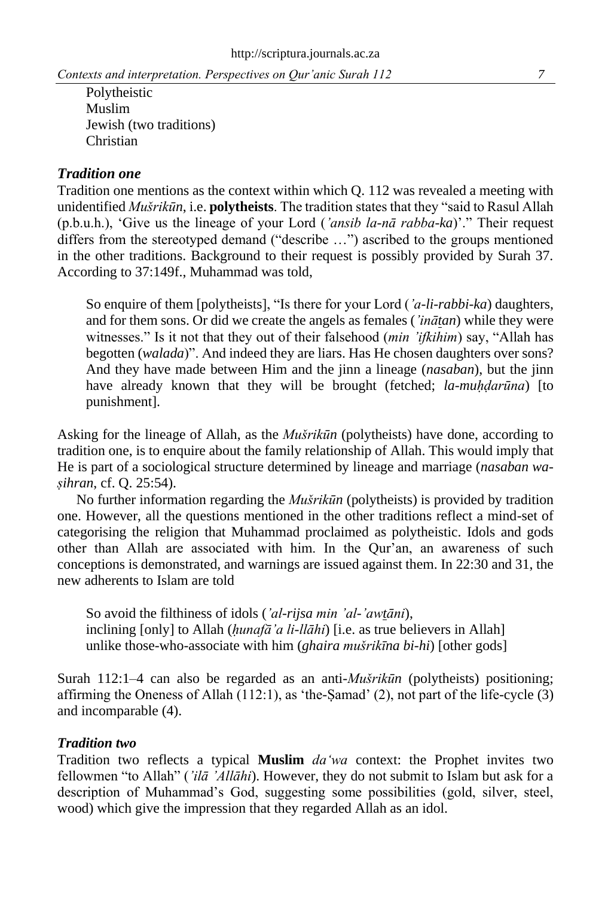Polytheistic
Muslim
Jewish (two traditions)
Christian

### *Tradition one*

Tradition one mentions as the context within which Q. 112 was revealed a meeting with unidentified *Mušrikūn*, i.e. **polytheists**. The tradition states that they "said to Rasul Allah (p.b.u.h.), 'Give us the lineage of your Lord (*'ansib la-nā rabba-ka*)'." Their request differs from the stereotyped demand ("describe …") ascribed to the groups mentioned in the other traditions. Background to their request is possibly provided by Surah 37. According to 37:149f., Muhammad was told,

> So enquire of them [polytheists], "Is there for your Lord (*'a-li-rabbi-ka*) daughters, and for them sons. Or did we create the angels as females (*'ināṯan*) while they were witnesses." Is it not that they out of their falsehood (*min 'ifkihim*) say, "Allah has begotten (*walada*)". And indeed they are liars. Has He chosen daughters over sons? And they have made between Him and the jinn a lineage (*nasaban*), but the jinn have already known that they will be brought (fetched; *la-muḥḍarūna*) [to punishment].

Asking for the lineage of Allah, as the *Mušrikūn* (polytheists) have done, according to tradition one, is to enquire about the family relationship of Allah. This would imply that He is part of a sociological structure determined by lineage and marriage (*nasaban wa-ṣihran*, cf. Q. 25:54).

No further information regarding the *Mušrikūn* (polytheists) is provided by tradition one. However, all the questions mentioned in the other traditions reflect a mind-set of categorising the religion that Muhammad proclaimed as polytheistic. Idols and gods other than Allah are associated with him. In the Qur'an, an awareness of such conceptions is demonstrated, and warnings are issued against them. In 22:30 and 31, the new adherents to Islam are told

> So avoid the filthiness of idols (*'al-rijsa min 'al-'awṯāni*),
> inclining [only] to Allah (*ḥunafā'a li-llāhi*) [i.e. as true believers in Allah]
> unlike those-who-associate with him (*ghaira mušrikīna bi-hi*) [other gods]

Surah 112:1–4 can also be regarded as an anti-*Mušrikūn* (polytheists) positioning; affirming the Oneness of Allah (112:1), as 'the-Ṣamad' (2), not part of the life-cycle (3) and incomparable (4).

### *Tradition two*

Tradition two reflects a typical **Muslim** *da'wa* context: the Prophet invites two fellowmen "to Allah" (*'ilā 'Allāhi*). However, they do not submit to Islam but ask for a description of Muhammad's God, suggesting some possibilities (gold, silver, steel, wood) which give the impression that they regarded Allah as an idol.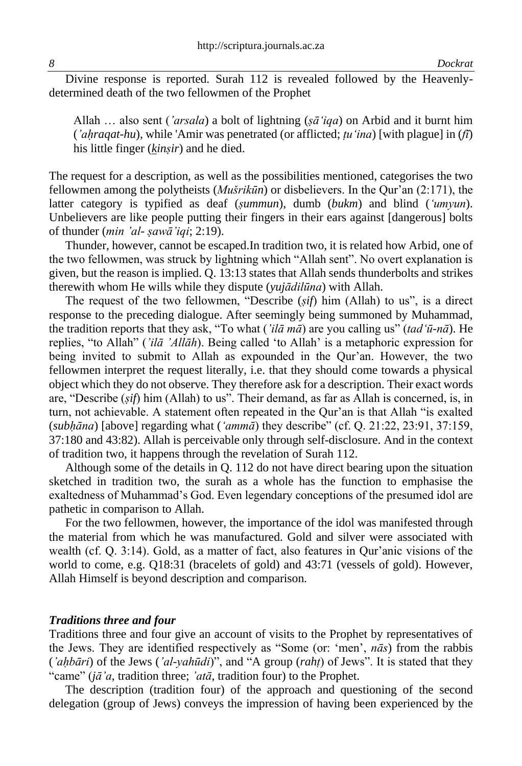Divine response is reported. Surah 112 is revealed followed by the Heavenly-determined death of the two fellowmen of the Prophet

> Allah … also sent (*'arsala*) a bolt of lightning (*ṣā'iqa*) on Arbid and it burnt him (*'aḥraqat-hu*), while 'Amir was penetrated (or afflicted; *ṭu'ina*) [with plague] in (*fī*) his little finger (*kinṣir*) and he died.

The request for a description, as well as the possibilities mentioned, categorises the two fellowmen among the polytheists (*Mušrikūn*) or disbelievers. In the Qur'an (2:171), the latter category is typified as deaf (*ṣummun*), dumb (*bukm*) and blind (*'umyun*). Unbelievers are like people putting their fingers in their ears against [dangerous] bolts of thunder (*min 'al- ṣawā'iqi*; 2:19).

Thunder, however, cannot be escaped.In tradition two, it is related how Arbid, one of the two fellowmen, was struck by lightning which "Allah sent". No overt explanation is given, but the reason is implied. Q. 13:13 states that Allah sends thunderbolts and strikes therewith whom He wills while they dispute (*yujādilūna*) with Allah.

The request of the two fellowmen, "Describe (*ṣif*) him (Allah) to us", is a direct response to the preceding dialogue. After seemingly being summoned by Muhammad, the tradition reports that they ask, "To what (*'ilā mā*) are you calling us" (*tad'ū-nā*). He replies, "to Allah" (*'ilā 'Allāh*). Being called 'to Allah' is a metaphoric expression for being invited to submit to Allah as expounded in the Qur'an. However, the two fellowmen interpret the request literally, i.e. that they should come towards a physical object which they do not observe. They therefore ask for a description. Their exact words are, "Describe (*ṣif*) him (Allah) to us". Their demand, as far as Allah is concerned, is, in turn, not achievable. A statement often repeated in the Qur'an is that Allah "is exalted (*subḥāna*) [above] regarding what (*'ammā*) they describe" (cf. Q. 21:22, 23:91, 37:159, 37:180 and 43:82). Allah is perceivable only through self-disclosure. And in the context of tradition two, it happens through the revelation of Surah 112.

Although some of the details in Q. 112 do not have direct bearing upon the situation sketched in tradition two, the surah as a whole has the function to emphasise the exaltedness of Muhammad's God. Even legendary conceptions of the presumed idol are pathetic in comparison to Allah.

For the two fellowmen, however, the importance of the idol was manifested through the material from which he was manufactured. Gold and silver were associated with wealth (cf. Q. 3:14). Gold, as a matter of fact, also features in Qur'anic visions of the world to come, e.g. Q18:31 (bracelets of gold) and 43:71 (vessels of gold). However, Allah Himself is beyond description and comparison.

### ***Traditions three and four***

Traditions three and four give an account of visits to the Prophet by representatives of the Jews. They are identified respectively as "Some (or: 'men', *nās*) from the rabbis (*'aḥbāri*) of the Jews (*'al-yahūdi*)", and "A group (*rahṭ*) of Jews". It is stated that they "came" (*jā'a*, tradition three; *'atā*, tradition four) to the Prophet.

The description (tradition four) of the approach and questioning of the second delegation (group of Jews) conveys the impression of having been experienced by the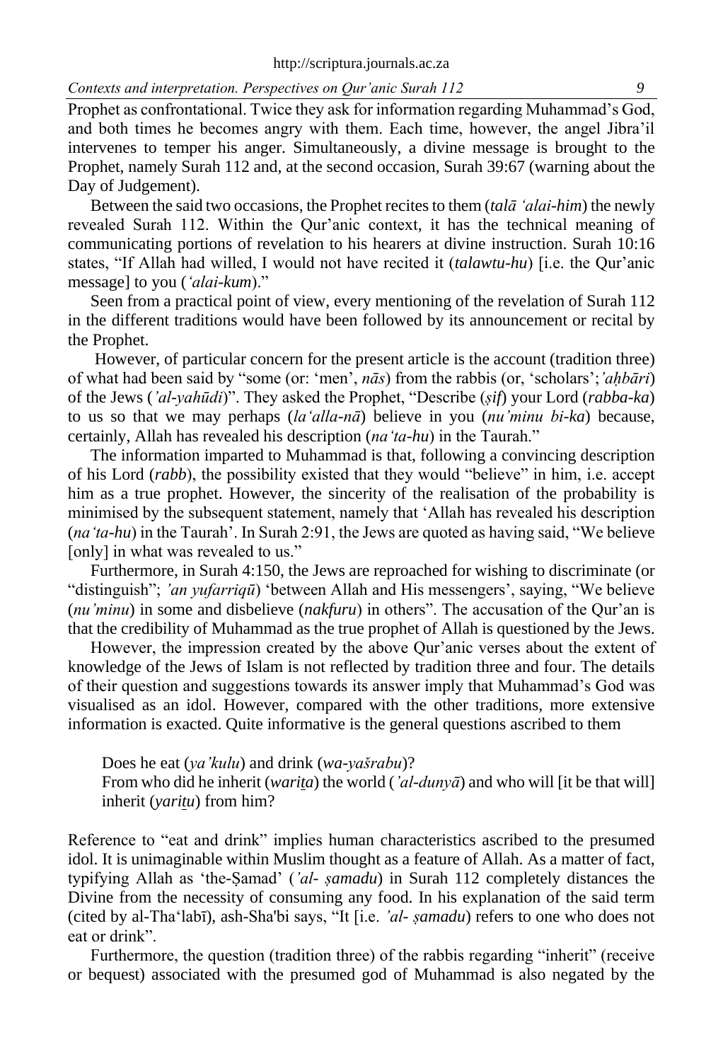Prophet as confrontational. Twice they ask for information regarding Muhammad's God, and both times he becomes angry with them. Each time, however, the angel Jibra'il intervenes to temper his anger. Simultaneously, a divine message is brought to the Prophet, namely Surah 112 and, at the second occasion, Surah 39:67 (warning about the Day of Judgement).

Between the said two occasions, the Prophet recites to them (*talā 'alai-him*) the newly revealed Surah 112. Within the Qur'anic context, it has the technical meaning of communicating portions of revelation to his hearers at divine instruction. Surah 10:16 states, "If Allah had willed, I would not have recited it (*talawtu-hu*) [i.e. the Qur'anic message] to you (*'alai-kum*)."

Seen from a practical point of view, every mentioning of the revelation of Surah 112 in the different traditions would have been followed by its announcement or recital by the Prophet.

However, of particular concern for the present article is the account (tradition three) of what had been said by "some (or: 'men', *nās*) from the rabbis (or, 'scholars';*'aḥbāri*) of the Jews (*'al-yahūdi*)". They asked the Prophet, "Describe (*ṣif*) your Lord (*rabba-ka*) to us so that we may perhaps (*la'alla-nā*) believe in you (*nu'minu bi-ka*) because, certainly, Allah has revealed his description (*na'ta-hu*) in the Taurah."

The information imparted to Muhammad is that, following a convincing description of his Lord (*rabb*), the possibility existed that they would "believe" in him, i.e. accept him as a true prophet. However, the sincerity of the realisation of the probability is minimised by the subsequent statement, namely that 'Allah has revealed his description (*na'ta-hu*) in the Taurah'. In Surah 2:91, the Jews are quoted as having said, "We believe [only] in what was revealed to us."

Furthermore, in Surah 4:150, the Jews are reproached for wishing to discriminate (or "distinguish"; *'an yufarriqū*) 'between Allah and His messengers', saying, "We believe (*nu'minu*) in some and disbelieve (*nakfuru*) in others". The accusation of the Qur'an is that the credibility of Muhammad as the true prophet of Allah is questioned by the Jews.

However, the impression created by the above Qur'anic verses about the extent of knowledge of the Jews of Islam is not reflected by tradition three and four. The details of their question and suggestions towards its answer imply that Muhammad's God was visualised as an idol. However, compared with the other traditions, more extensive information is exacted. Quite informative is the general questions ascribed to them

> Does he eat (*ya'kulu*) and drink (*wa-yašrabu*)?
> From who did he inherit (*wariṯa*) the world (*'al-dunyā*) and who will [it be that will] inherit (*yariṯu*) from him?

Reference to "eat and drink" implies human characteristics ascribed to the presumed idol. It is unimaginable within Muslim thought as a feature of Allah. As a matter of fact, typifying Allah as 'the-Ṣamad' (*'al- ṣamadu*) in Surah 112 completely distances the Divine from the necessity of consuming any food. In his explanation of the said term (cited by al-Tha'labī), ash-Sha'bi says, "It [i.e. *'al- ṣamadu*) refers to one who does not eat or drink".

Furthermore, the question (tradition three) of the rabbis regarding "inherit" (receive or bequest) associated with the presumed god of Muhammad is also negated by the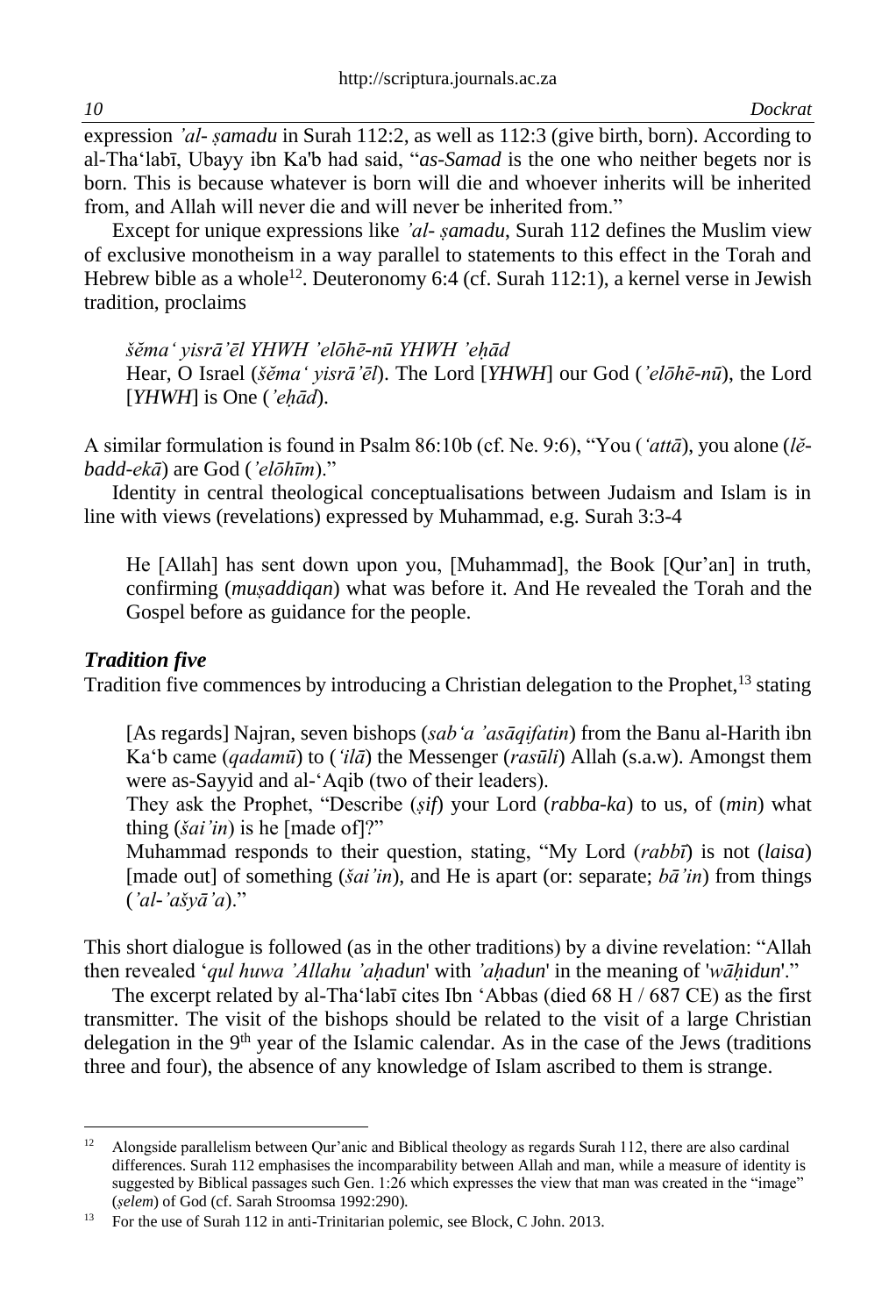expression *'al- ṣamadu* in Surah 112:2, as well as 112:3 (give birth, born). According to al-Tha'labī, Ubayy ibn Ka'b had said, "*as-Samad* is the one who neither begets nor is born. This is because whatever is born will die and whoever inherits will be inherited from, and Allah will never die and will never be inherited from."

Except for unique expressions like *'al- ṣamadu*, Surah 112 defines the Muslim view of exclusive monotheism in a way parallel to statements to this effect in the Torah and Hebrew bible as a whole[12]. Deuteronomy 6:4 (cf. Surah 112:1), a kernel verse in Jewish tradition, proclaims

> *šĕma' yisrā'ēl YHWH 'elōhē-nū YHWH 'eḥād*
> Hear, O Israel (*šĕma' yisrā'ēl*). The Lord [*YHWH*] our God (*'elōhē-nū*), the Lord [*YHWH*] is One (*'eḥād*).

A similar formulation is found in Psalm 86:10b (cf. Ne. 9:6), "You (*'attā*), you alone (*lĕ-badd-ekā*) are God (*'elōhīm*)."

Identity in central theological conceptualisations between Judaism and Islam is in line with views (revelations) expressed by Muhammad, e.g. Surah 3:3-4

> He [Allah] has sent down upon you, [Muhammad], the Book [Qur'an] in truth, confirming (*muṣaddiqan*) what was before it. And He revealed the Torah and the Gospel before as guidance for the people.

### *Tradition five*

Tradition five commences by introducing a Christian delegation to the Prophet,[13] stating

> [As regards] Najran, seven bishops (*sab'a 'asāqifatin*) from the Banu al-Harith ibn Ka'b came (*qadamū*) to (*'ilā*) the Messenger (*rasūli*) Allah (s.a.w). Amongst them were as-Sayyid and al-'Aqib (two of their leaders).
> They ask the Prophet, "Describe (*ṣif*) your Lord (*rabba-ka*) to us, of (*min*) what thing (*šai'in*) is he [made of]?"
> Muhammad responds to their question, stating, "My Lord (*rabbī*) is not (*laisa*) [made out] of something (*šai'in*), and He is apart (or: separate; *bā'in*) from things (*'al-'ašyā'a*)."

This short dialogue is followed (as in the other traditions) by a divine revelation: "Allah then revealed '*qul huwa 'Allahu 'aḥadun*' with *'aḥadun*' in the meaning of '*wāḥidun*'."

The excerpt related by al-Tha'labī cites Ibn 'Abbas (died 68 H / 687 CE) as the first transmitter. The visit of the bishops should be related to the visit of a large Christian delegation in the 9th year of the Islamic calendar. As in the case of the Jews (traditions three and four), the absence of any knowledge of Islam ascribed to them is strange.

---

[12] Alongside parallelism between Qur'anic and Biblical theology as regards Surah 112, there are also cardinal differences. Surah 112 emphasises the incomparability between Allah and man, while a measure of identity is suggested by Biblical passages such Gen. 1:26 which expresses the view that man was created in the "image" (*ṣelem*) of God (cf. Sarah Stroomsa 1992:290).

[13] For the use of Surah 112 in anti-Trinitarian polemic, see Block, C John. 2013.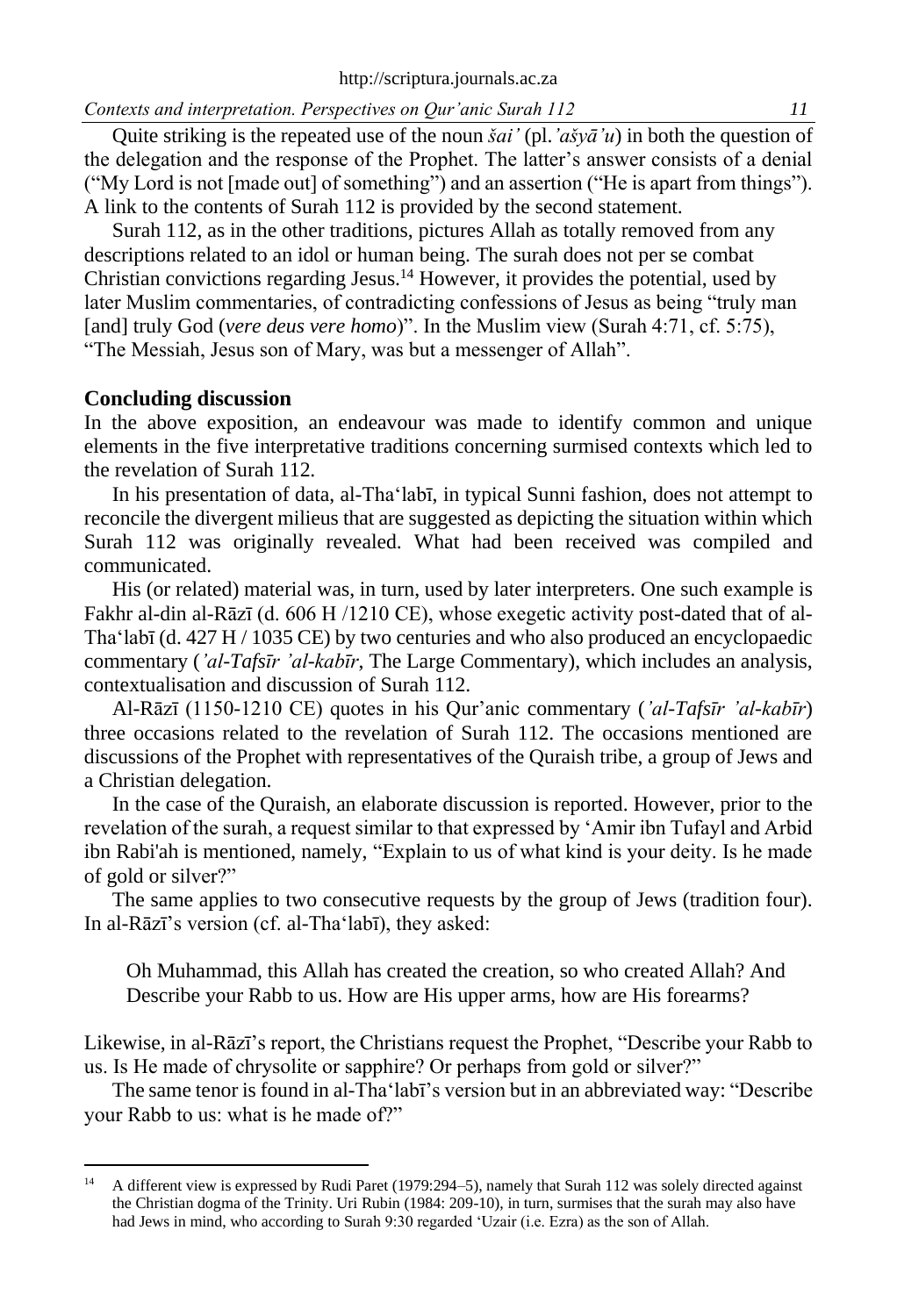Quite striking is the repeated use of the noun *šai'* (pl.*'ašyā'u*) in both the question of the delegation and the response of the Prophet. The latter's answer consists of a denial ("My Lord is not [made out] of something") and an assertion ("He is apart from things"). A link to the contents of Surah 112 is provided by the second statement.

Surah 112, as in the other traditions, pictures Allah as totally removed from any descriptions related to an idol or human being. The surah does not per se combat Christian convictions regarding Jesus.[14] However, it provides the potential, used by later Muslim commentaries, of contradicting confessions of Jesus as being "truly man [and] truly God (*vere deus vere homo*)". In the Muslim view (Surah 4:71, cf. 5:75), "The Messiah, Jesus son of Mary, was but a messenger of Allah".

## Concluding discussion

In the above exposition, an endeavour was made to identify common and unique elements in the five interpretative traditions concerning surmised contexts which led to the revelation of Surah 112.

In his presentation of data, al-Tha'labī, in typical Sunni fashion, does not attempt to reconcile the divergent milieus that are suggested as depicting the situation within which Surah 112 was originally revealed. What had been received was compiled and communicated.

His (or related) material was, in turn, used by later interpreters. One such example is Fakhr al-din al-Rāzī (d. 606 H /1210 CE), whose exegetic activity post-dated that of al-Tha'labī (d. 427 H / 1035 CE) by two centuries and who also produced an encyclopaedic commentary (*'al-Tafsīr 'al-kabīr*, The Large Commentary), which includes an analysis, contextualisation and discussion of Surah 112.

Al-Rāzī (1150-1210 CE) quotes in his Qur'anic commentary (*'al-Tafsīr 'al-kabīr*) three occasions related to the revelation of Surah 112. The occasions mentioned are discussions of the Prophet with representatives of the Quraish tribe, a group of Jews and a Christian delegation.

In the case of the Quraish, an elaborate discussion is reported. However, prior to the revelation of the surah, a request similar to that expressed by 'Amir ibn Tufayl and Arbid ibn Rabi'ah is mentioned, namely, "Explain to us of what kind is your deity. Is he made of gold or silver?"

The same applies to two consecutive requests by the group of Jews (tradition four). In al-Rāzī's version (cf. al-Tha'labī), they asked:

> Oh Muhammad, this Allah has created the creation, so who created Allah? And Describe your Rabb to us. How are His upper arms, how are His forearms?

Likewise, in al-Rāzī's report, the Christians request the Prophet, "Describe your Rabb to us. Is He made of chrysolite or sapphire? Or perhaps from gold or silver?"

The same tenor is found in al-Tha'labī's version but in an abbreviated way: "Describe your Rabb to us: what is he made of?"

---

[14] A different view is expressed by Rudi Paret (1979:294–5), namely that Surah 112 was solely directed against the Christian dogma of the Trinity. Uri Rubin (1984: 209-10), in turn, surmises that the surah may also have had Jews in mind, who according to Surah 9:30 regarded 'Uzair (i.e. Ezra) as the son of Allah.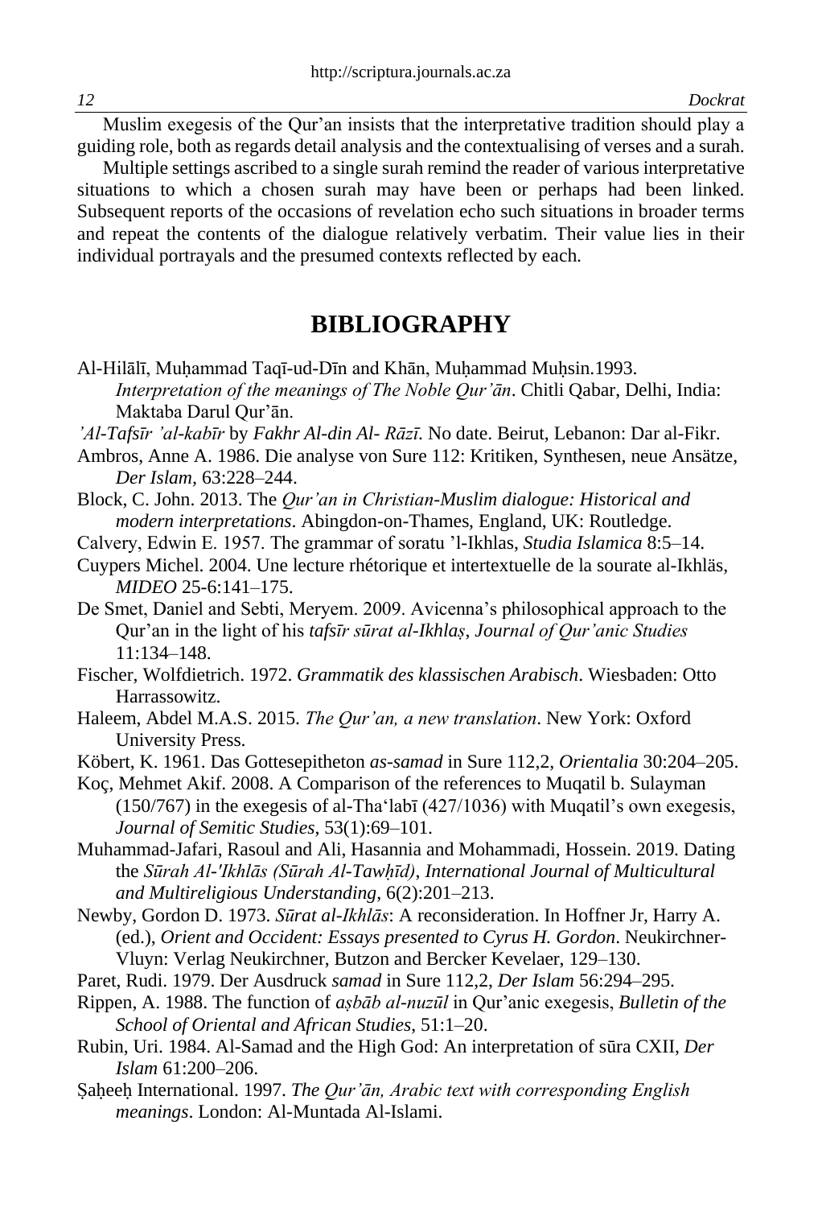Muslim exegesis of the Qur'an insists that the interpretative tradition should play a guiding role, both as regards detail analysis and the contextualising of verses and a surah.

Multiple settings ascribed to a single surah remind the reader of various interpretative situations to which a chosen surah may have been or perhaps had been linked. Subsequent reports of the occasions of revelation echo such situations in broader terms and repeat the contents of the dialogue relatively verbatim. Their value lies in their individual portrayals and the presumed contexts reflected by each.

## BIBLIOGRAPHY

Al-Hilālī, Muḥammad Taqī-ud-Dīn and Khān, Muḥammad Muḥsin.1993. *Interpretation of the meanings of The Noble Qur'ān*. Chitli Qabar, Delhi, India: Maktaba Darul Qur'ān.

*'Al-Tafsīr 'al-kabīr* by *Fakhr Al-din Al- Rāzī*. No date. Beirut, Lebanon: Dar al-Fikr.

Ambros, Anne A. 1986. Die analyse von Sure 112: Kritiken, Synthesen, neue Ansätze, *Der Islam*, 63:228–244.

Block, C. John. 2013. The *Qur'an in Christian-Muslim dialogue: Historical and modern interpretations*. Abingdon-on-Thames, England, UK: Routledge.

Calvery, Edwin E. 1957. The grammar of soratu 'l-Ikhlas, *Studia Islamica* 8:5–14.

Cuypers Michel. 2004. Une lecture rhétorique et intertextuelle de la sourate al-Ikhläs, *MIDEO* 25-6:141–175.

De Smet, Daniel and Sebti, Meryem. 2009. Avicenna's philosophical approach to the Qur'an in the light of his *tafsīr sūrat al-Ikhlaṣ*, *Journal of Qur'anic Studies* 11:134–148.

Fischer, Wolfdietrich. 1972. *Grammatik des klassischen Arabisch*. Wiesbaden: Otto Harrassowitz.

Haleem, Abdel M.A.S. 2015. *The Qur'an, a new translation*. New York: Oxford University Press.

Köbert, K. 1961. Das Gottesepitheton *as-samad* in Sure 112,2, *Orientalia* 30:204–205.

Koç, Mehmet Akif. 2008. A Comparison of the references to Muqatil b. Sulayman (150/767) in the exegesis of al-Tha'labī (427/1036) with Muqatil's own exegesis, *Journal of Semitic Studies*, 53(1):69–101.

Muhammad-Jafari, Rasoul and Ali, Hasannia and Mohammadi, Hossein. 2019. Dating the *Sūrah Al-'Ikhlās (Sūrah Al-Tawḥīd)*, *International Journal of Multicultural and Multireligious Understanding*, 6(2):201–213.

Newby, Gordon D. 1973. *Sūrat al-Ikhlās*: A reconsideration. In Hoffner Jr, Harry A. (ed.), *Orient and Occident: Essays presented to Cyrus H. Gordon*. Neukirchner-Vluyn: Verlag Neukirchner, Butzon and Bercker Kevelaer, 129–130.

Paret, Rudi. 1979. Der Ausdruck *samad* in Sure 112,2, *Der Islam* 56:294–295.

Rippen, A. 1988. The function of *aṣbāb al-nuzūl* in Qur'anic exegesis, *Bulletin of the School of Oriental and African Studies*, 51:1–20.

Rubin, Uri. 1984. Al-Samad and the High God: An interpretation of sūra CXII, *Der Islam* 61:200–206.

Ṣaḥeeḥ International. 1997. *The Qur'ān, Arabic text with corresponding English meanings*. London: Al-Muntada Al-Islami.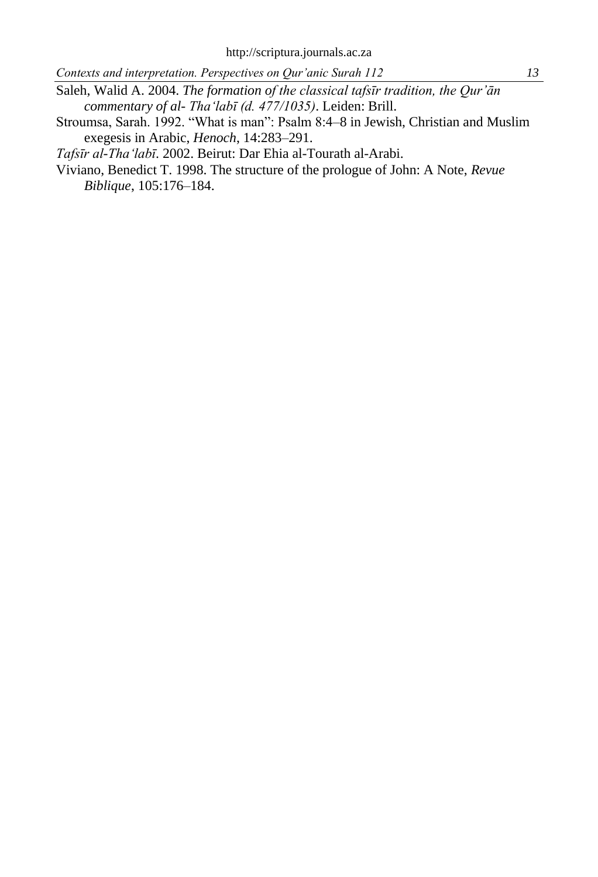Saleh, Walid A. 2004. *The formation of the classical tafsīr tradition, the Qur'ān commentary of al- Tha'labī (d. 477/1035)*. Leiden: Brill.

Stroumsa, Sarah. 1992. "What is man": Psalm 8:4–8 in Jewish, Christian and Muslim exegesis in Arabic, *Henoch*, 14:283–291.

*Tafsīr al-Tha'labī.* 2002. Beirut: Dar Ehia al-Tourath al-Arabi.

Viviano, Benedict T. 1998. The structure of the prologue of John: A Note, *Revue Biblique*, 105:176–184.